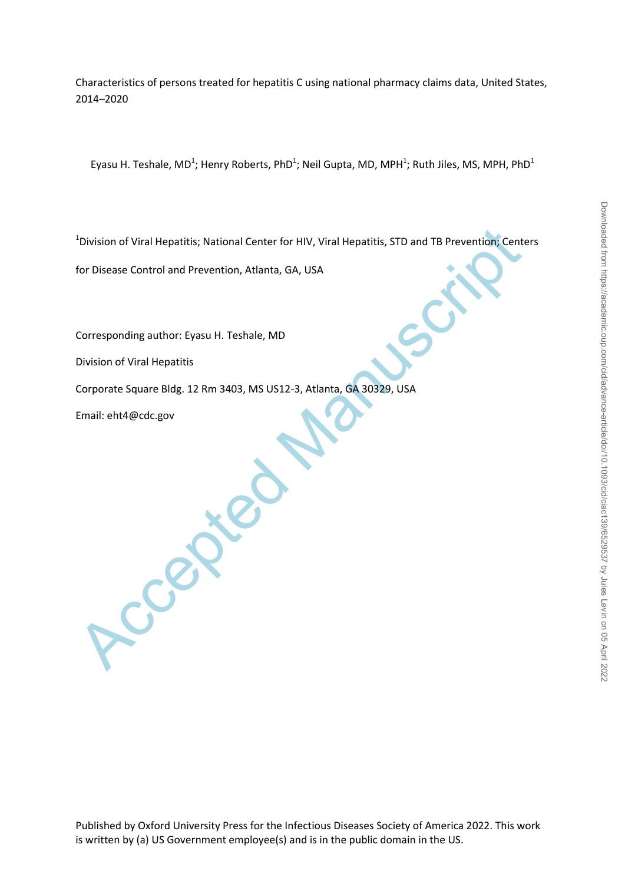# Characteristics of persons treated for hepatitis C using national pharmacy claims data, United States, 2014–2020

Eyasu H. Teshale, MD[1]; Henry Roberts, PhD[1]; Neil Gupta, MD, MPH[1]; Ruth Jiles, MS, MPH, PhD[1]

[1]Division of Viral Hepatitis; National Center for HIV, Viral Hepatitis, STD and TB Prevention; Centers for Disease Control and Prevention, Atlanta, GA, USA

Corresponding author: Eyasu H. Teshale, MD

Division of Viral Hepatitis

Corporate Square Bldg. 12 Rm 3403, MS US12-3, Atlanta, GA 30329, USA

Email: eht4@cdc.gov

Published by Oxford University Press for the Infectious Diseases Society of America 2022. This work is written by (a) US Government employee(s) and is in the public domain in the US.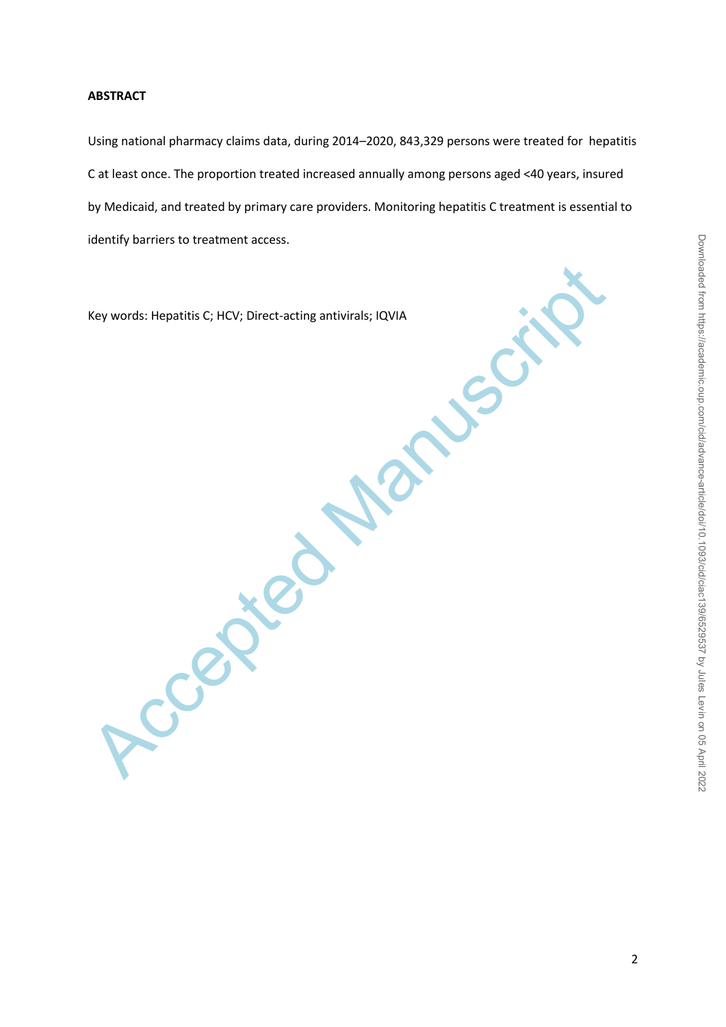**ABSTRACT**

Using national pharmacy claims data, during 2014–2020, 843,329 persons were treated for hepatitis C at least once. The proportion treated increased annually among persons aged <40 years, insured by Medicaid, and treated by primary care providers. Monitoring hepatitis C treatment is essential to identify barriers to treatment access.

Key words: Hepatitis C; HCV; Direct-acting antivirals; IQVIA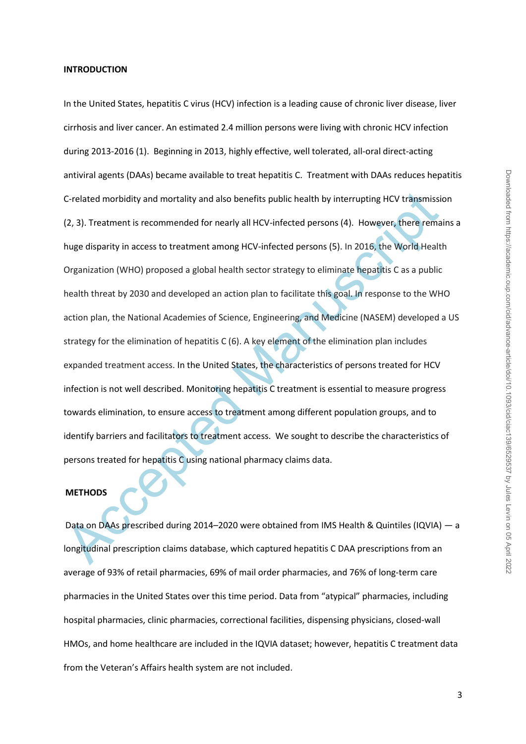## INTRODUCTION

In the United States, hepatitis C virus (HCV) infection is a leading cause of chronic liver disease, liver cirrhosis and liver cancer. An estimated 2.4 million persons were living with chronic HCV infection during 2013-2016 (1). Beginning in 2013, highly effective, well tolerated, all-oral direct-acting antiviral agents (DAAs) became available to treat hepatitis C. Treatment with DAAs reduces hepatitis C-related morbidity and mortality and also benefits public health by interrupting HCV transmission (2, 3). Treatment is recommended for nearly all HCV-infected persons (4). However, there remains a huge disparity in access to treatment among HCV-infected persons (5). In 2016, the World Health Organization (WHO) proposed a global health sector strategy to eliminate hepatitis C as a public health threat by 2030 and developed an action plan to facilitate this goal. In response to the WHO action plan, the National Academies of Science, Engineering, and Medicine (NASEM) developed a US strategy for the elimination of hepatitis C (6). A key element of the elimination plan includes expanded treatment access. In the United States, the characteristics of persons treated for HCV infection is not well described. Monitoring hepatitis C treatment is essential to measure progress towards elimination, to ensure access to treatment among different population groups, and to identify barriers and facilitators to treatment access. We sought to describe the characteristics of persons treated for hepatitis C using national pharmacy claims data.

## METHODS

Data on DAAs prescribed during 2014–2020 were obtained from IMS Health & Quintiles (IQVIA) — a longitudinal prescription claims database, which captured hepatitis C DAA prescriptions from an average of 93% of retail pharmacies, 69% of mail order pharmacies, and 76% of long-term care pharmacies in the United States over this time period. Data from "atypical" pharmacies, including hospital pharmacies, clinic pharmacies, correctional facilities, dispensing physicians, closed-wall HMOs, and home healthcare are included in the IQVIA dataset; however, hepatitis C treatment data from the Veteran's Affairs health system are not included.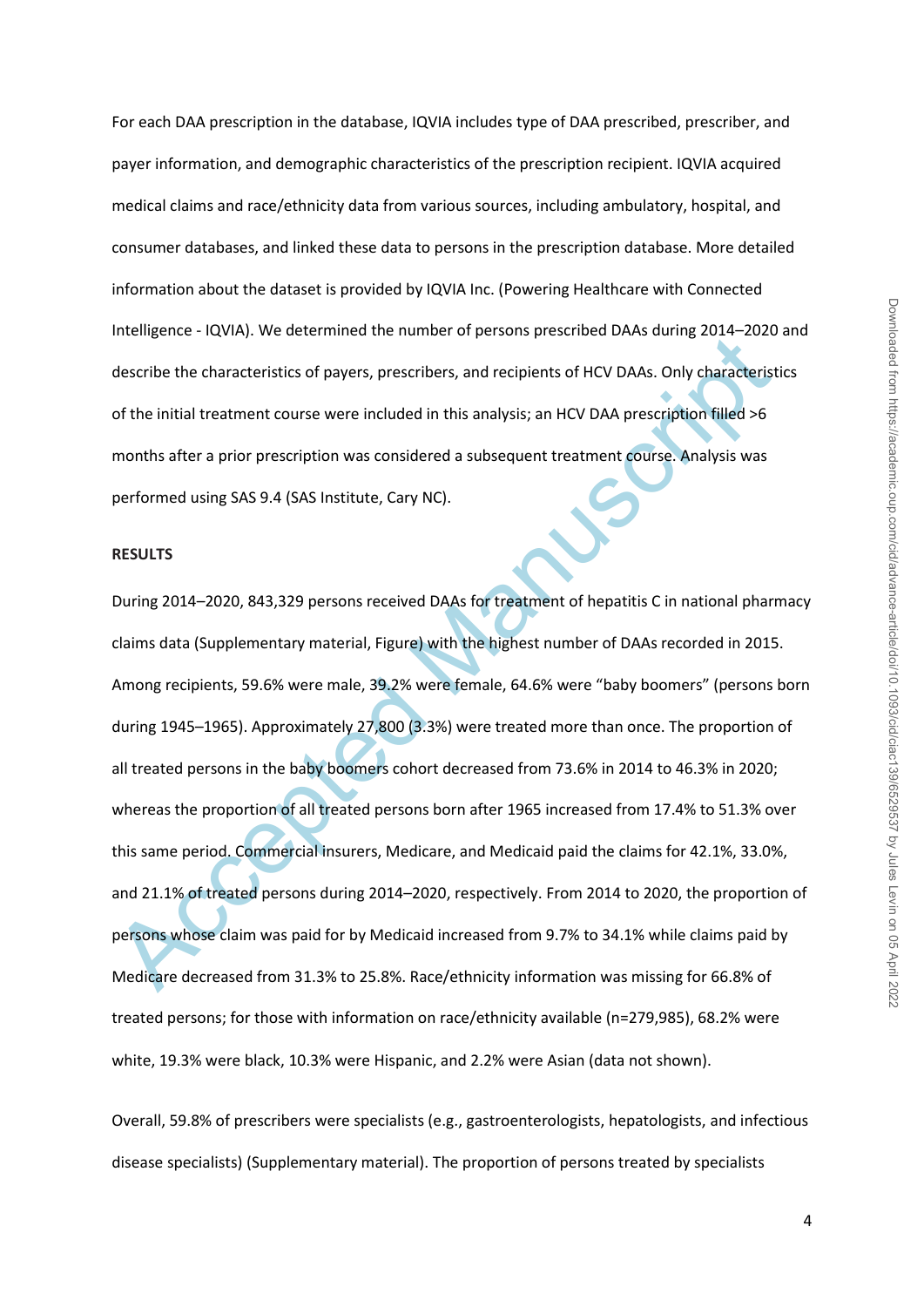For each DAA prescription in the database, IQVIA includes type of DAA prescribed, prescriber, and payer information, and demographic characteristics of the prescription recipient. IQVIA acquired medical claims and race/ethnicity data from various sources, including ambulatory, hospital, and consumer databases, and linked these data to persons in the prescription database. More detailed information about the dataset is provided by IQVIA Inc. (Powering Healthcare with Connected Intelligence - IQVIA). We determined the number of persons prescribed DAAs during 2014–2020 and describe the characteristics of payers, prescribers, and recipients of HCV DAAs. Only characteristics of the initial treatment course were included in this analysis; an HCV DAA prescription filled >6 months after a prior prescription was considered a subsequent treatment course. Analysis was performed using SAS 9.4 (SAS Institute, Cary NC).

**RESULTS**

During 2014–2020, 843,329 persons received DAAs for treatment of hepatitis C in national pharmacy claims data (Supplementary material, Figure) with the highest number of DAAs recorded in 2015. Among recipients, 59.6% were male, 39.2% were female, 64.6% were "baby boomers" (persons born during 1945–1965). Approximately 27,800 (3.3%) were treated more than once. The proportion of all treated persons in the baby boomers cohort decreased from 73.6% in 2014 to 46.3% in 2020; whereas the proportion of all treated persons born after 1965 increased from 17.4% to 51.3% over this same period. Commercial insurers, Medicare, and Medicaid paid the claims for 42.1%, 33.0%, and 21.1% of treated persons during 2014–2020, respectively. From 2014 to 2020, the proportion of persons whose claim was paid for by Medicaid increased from 9.7% to 34.1% while claims paid by Medicare decreased from 31.3% to 25.8%. Race/ethnicity information was missing for 66.8% of treated persons; for those with information on race/ethnicity available (n=279,985), 68.2% were white, 19.3% were black, 10.3% were Hispanic, and 2.2% were Asian (data not shown).

Overall, 59.8% of prescribers were specialists (e.g., gastroenterologists, hepatologists, and infectious disease specialists) (Supplementary material). The proportion of persons treated by specialists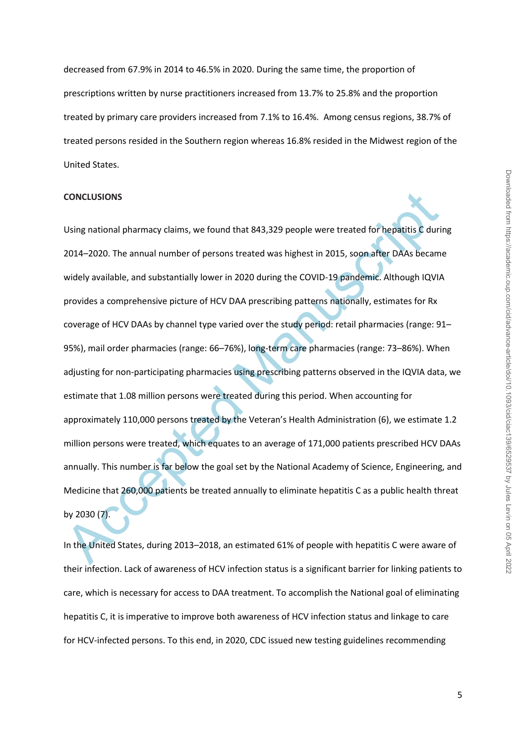decreased from 67.9% in 2014 to 46.5% in 2020. During the same time, the proportion of prescriptions written by nurse practitioners increased from 13.7% to 25.8% and the proportion treated by primary care providers increased from 7.1% to 16.4%. Among census regions, 38.7% of treated persons resided in the Southern region whereas 16.8% resided in the Midwest region of the United States.

**CONCLUSIONS**

Using national pharmacy claims, we found that 843,329 people were treated for hepatitis C during 2014–2020. The annual number of persons treated was highest in 2015, soon after DAAs became widely available, and substantially lower in 2020 during the COVID-19 pandemic. Although IQVIA provides a comprehensive picture of HCV DAA prescribing patterns nationally, estimates for Rx coverage of HCV DAAs by channel type varied over the study period: retail pharmacies (range: 91–95%), mail order pharmacies (range: 66–76%), long-term care pharmacies (range: 73–86%). When adjusting for non-participating pharmacies using prescribing patterns observed in the IQVIA data, we estimate that 1.08 million persons were treated during this period. When accounting for approximately 110,000 persons treated by the Veteran's Health Administration (6), we estimate 1.2 million persons were treated, which equates to an average of 171,000 patients prescribed HCV DAAs annually. This number is far below the goal set by the National Academy of Science, Engineering, and Medicine that 260,000 patients be treated annually to eliminate hepatitis C as a public health threat by 2030 (7).

In the United States, during 2013–2018, an estimated 61% of people with hepatitis C were aware of their infection. Lack of awareness of HCV infection status is a significant barrier for linking patients to care, which is necessary for access to DAA treatment. To accomplish the National goal of eliminating hepatitis C, it is imperative to improve both awareness of HCV infection status and linkage to care for HCV-infected persons. To this end, in 2020, CDC issued new testing guidelines recommending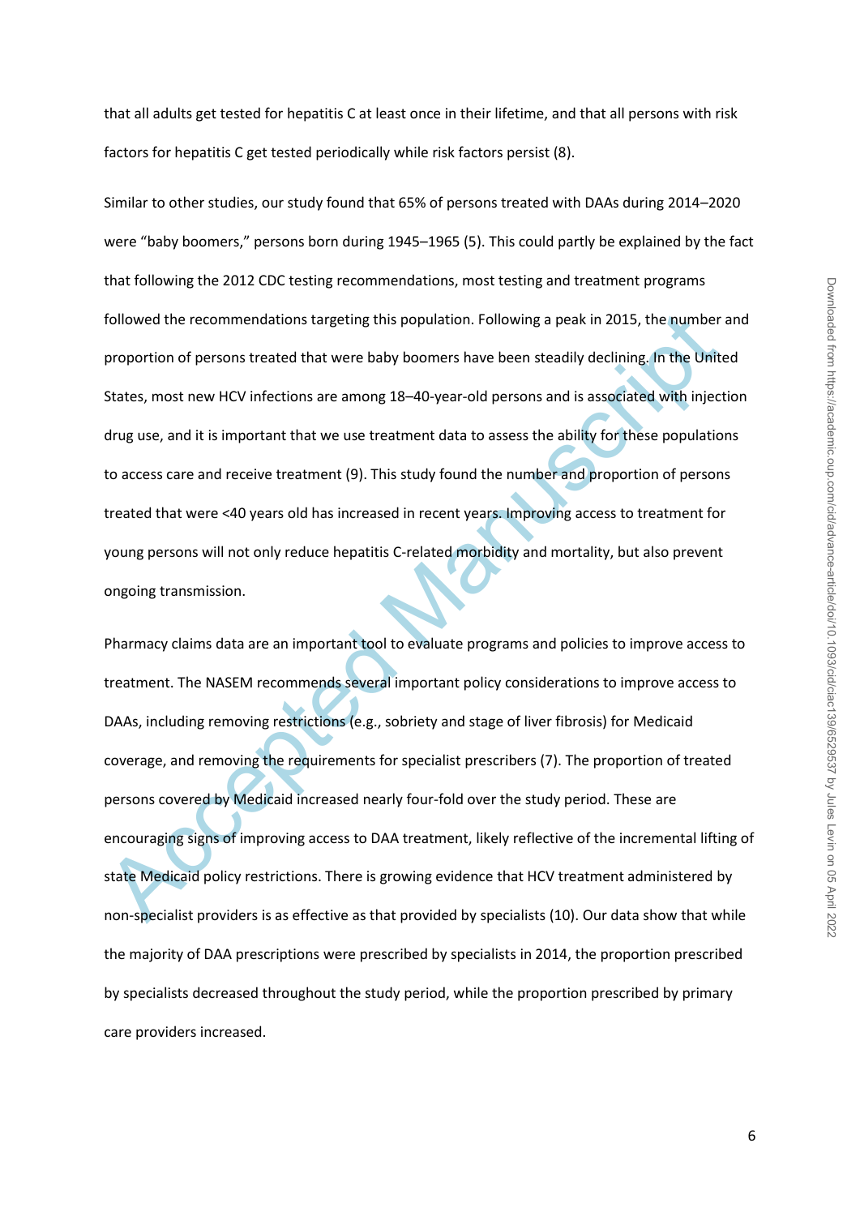that all adults get tested for hepatitis C at least once in their lifetime, and that all persons with risk factors for hepatitis C get tested periodically while risk factors persist (8).

Similar to other studies, our study found that 65% of persons treated with DAAs during 2014–2020 were "baby boomers," persons born during 1945–1965 (5). This could partly be explained by the fact that following the 2012 CDC testing recommendations, most testing and treatment programs followed the recommendations targeting this population. Following a peak in 2015, the number and proportion of persons treated that were baby boomers have been steadily declining. In the United States, most new HCV infections are among 18–40-year-old persons and is associated with injection drug use, and it is important that we use treatment data to assess the ability for these populations to access care and receive treatment (9). This study found the number and proportion of persons treated that were <40 years old has increased in recent years. Improving access to treatment for young persons will not only reduce hepatitis C-related morbidity and mortality, but also prevent ongoing transmission.

Pharmacy claims data are an important tool to evaluate programs and policies to improve access to treatment. The NASEM recommends several important policy considerations to improve access to DAAs, including removing restrictions (e.g., sobriety and stage of liver fibrosis) for Medicaid coverage, and removing the requirements for specialist prescribers (7). The proportion of treated persons covered by Medicaid increased nearly four-fold over the study period. These are encouraging signs of improving access to DAA treatment, likely reflective of the incremental lifting of state Medicaid policy restrictions. There is growing evidence that HCV treatment administered by non-specialist providers is as effective as that provided by specialists (10). Our data show that while the majority of DAA prescriptions were prescribed by specialists in 2014, the proportion prescribed by specialists decreased throughout the study period, while the proportion prescribed by primary care providers increased.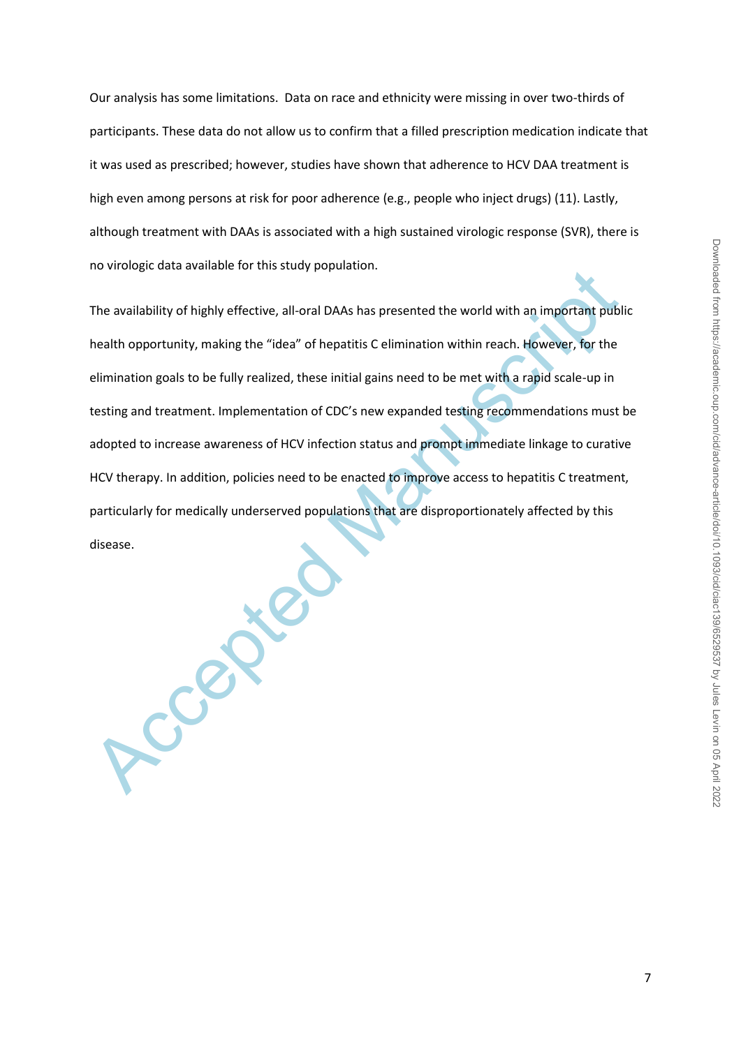Our analysis has some limitations. Data on race and ethnicity were missing in over two-thirds of participants. These data do not allow us to confirm that a filled prescription medication indicate that it was used as prescribed; however, studies have shown that adherence to HCV DAA treatment is high even among persons at risk for poor adherence (e.g., people who inject drugs) (11). Lastly, although treatment with DAAs is associated with a high sustained virologic response (SVR), there is no virologic data available for this study population.

The availability of highly effective, all-oral DAAs has presented the world with an important public health opportunity, making the "idea" of hepatitis C elimination within reach. However, for the elimination goals to be fully realized, these initial gains need to be met with a rapid scale-up in testing and treatment. Implementation of CDC's new expanded testing recommendations must be adopted to increase awareness of HCV infection status and prompt immediate linkage to curative HCV therapy. In addition, policies need to be enacted to improve access to hepatitis C treatment, particularly for medically underserved populations that are disproportionately affected by this disease.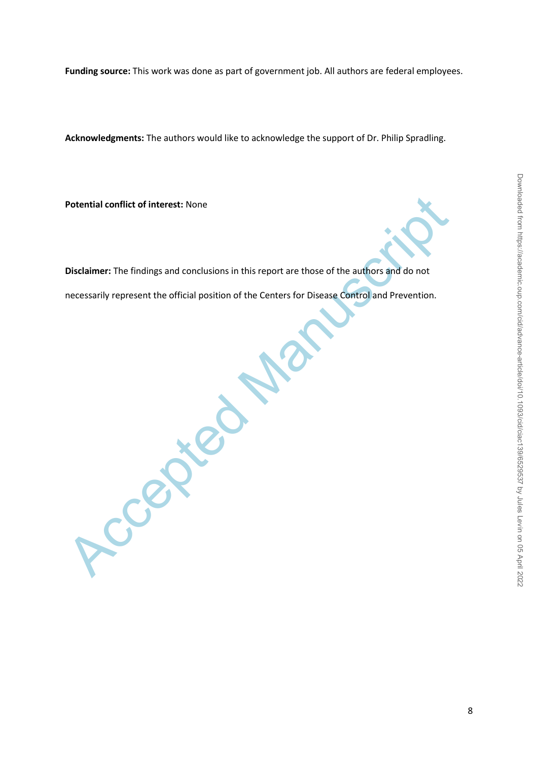**Funding source:** This work was done as part of government job. All authors are federal employees.

**Acknowledgments:** The authors would like to acknowledge the support of Dr. Philip Spradling.

**Potential conflict of interest:** None

**Disclaimer:** The findings and conclusions in this report are those of the authors and do not necessarily represent the official position of the Centers for Disease Control and Prevention.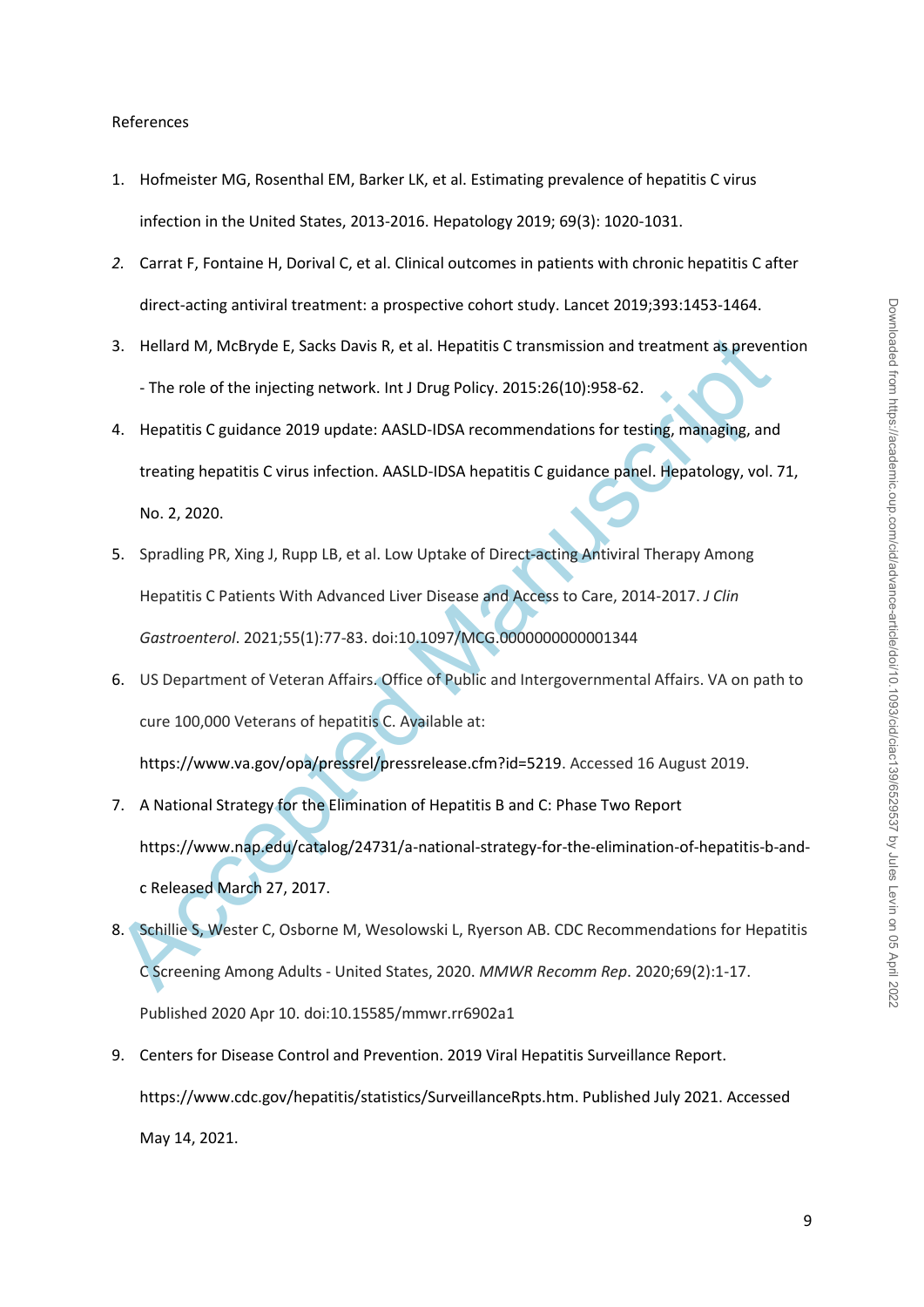References

1. Hofmeister MG, Rosenthal EM, Barker LK, et al. Estimating prevalence of hepatitis C virus infection in the United States, 2013-2016. Hepatology 2019; 69(3): 1020-1031.
2. Carrat F, Fontaine H, Dorival C, et al. Clinical outcomes in patients with chronic hepatitis C after direct-acting antiviral treatment: a prospective cohort study. Lancet 2019;393:1453-1464.
3. Hellard M, McBryde E, Sacks Davis R, et al. Hepatitis C transmission and treatment as prevention - The role of the injecting network. Int J Drug Policy. 2015:26(10):958-62.
4. Hepatitis C guidance 2019 update: AASLD-IDSA recommendations for testing, managing, and treating hepatitis C virus infection. AASLD-IDSA hepatitis C guidance panel. Hepatology, vol. 71, No. 2, 2020.
5. Spradling PR, Xing J, Rupp LB, et al. Low Uptake of Direct-acting Antiviral Therapy Among Hepatitis C Patients With Advanced Liver Disease and Access to Care, 2014-2017. *J Clin Gastroenterol*. 2021;55(1):77-83. doi:10.1097/MCG.0000000000001344
6. US Department of Veteran Affairs. Office of Public and Intergovernmental Affairs. VA on path to cure 100,000 Veterans of hepatitis C. Available at: https://www.va.gov/opa/pressrel/pressrelease.cfm?id=5219. Accessed 16 August 2019.
7. A National Strategy for the Elimination of Hepatitis B and C: Phase Two Report https://www.nap.edu/catalog/24731/a-national-strategy-for-the-elimination-of-hepatitis-b-and-c Released March 27, 2017.
8. Schillie S, Wester C, Osborne M, Wesolowski L, Ryerson AB. CDC Recommendations for Hepatitis C Screening Among Adults - United States, 2020. *MMWR Recomm Rep*. 2020;69(2):1-17. Published 2020 Apr 10. doi:10.15585/mmwr.rr6902a1
9. Centers for Disease Control and Prevention. 2019 Viral Hepatitis Surveillance Report. https://www.cdc.gov/hepatitis/statistics/SurveillanceRpts.htm. Published July 2021. Accessed May 14, 2021.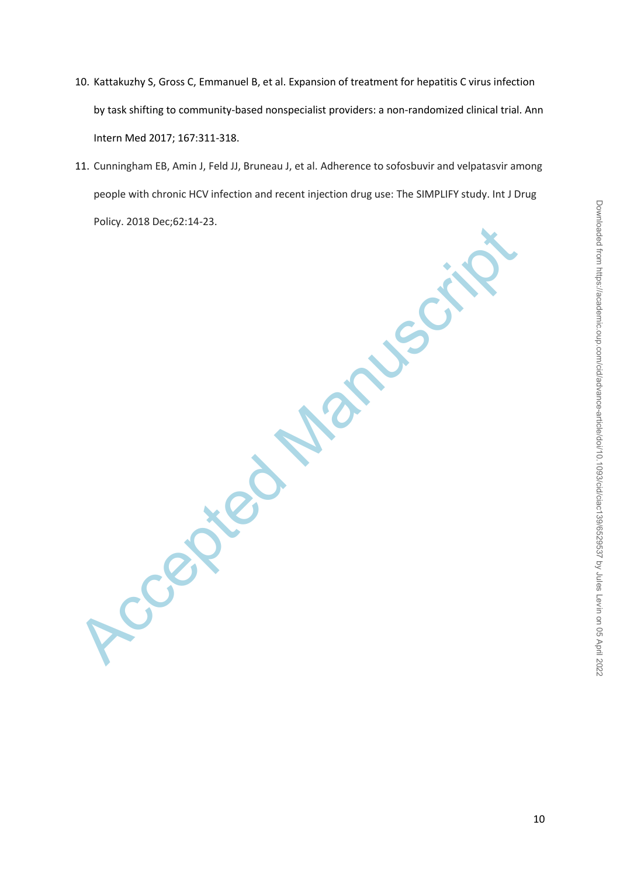10. Kattakuzhy S, Gross C, Emmanuel B, et al. Expansion of treatment for hepatitis C virus infection by task shifting to community-based nonspecialist providers: a non-randomized clinical trial. Ann Intern Med 2017; 167:311-318.
11. Cunningham EB, Amin J, Feld JJ, Bruneau J, et al. Adherence to sofosbuvir and velpatasvir among people with chronic HCV infection and recent injection drug use: The SIMPLIFY study. Int J Drug Policy. 2018 Dec;62:14-23.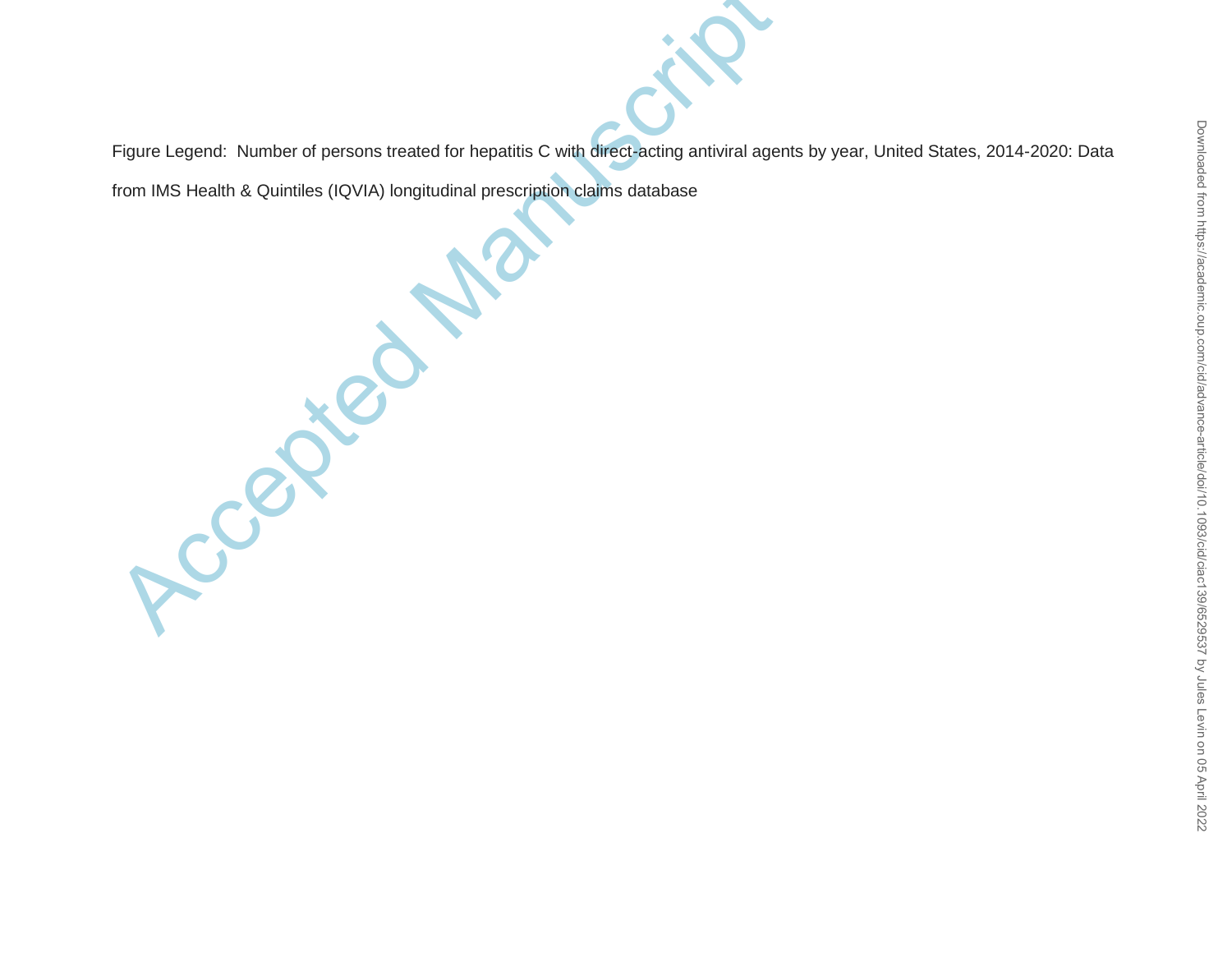Figure Legend: Number of persons treated for hepatitis C with direct-acting antiviral agents by year, United States, 2014-2020: Data from IMS Health & Quintiles (IQVIA) longitudinal prescription claims database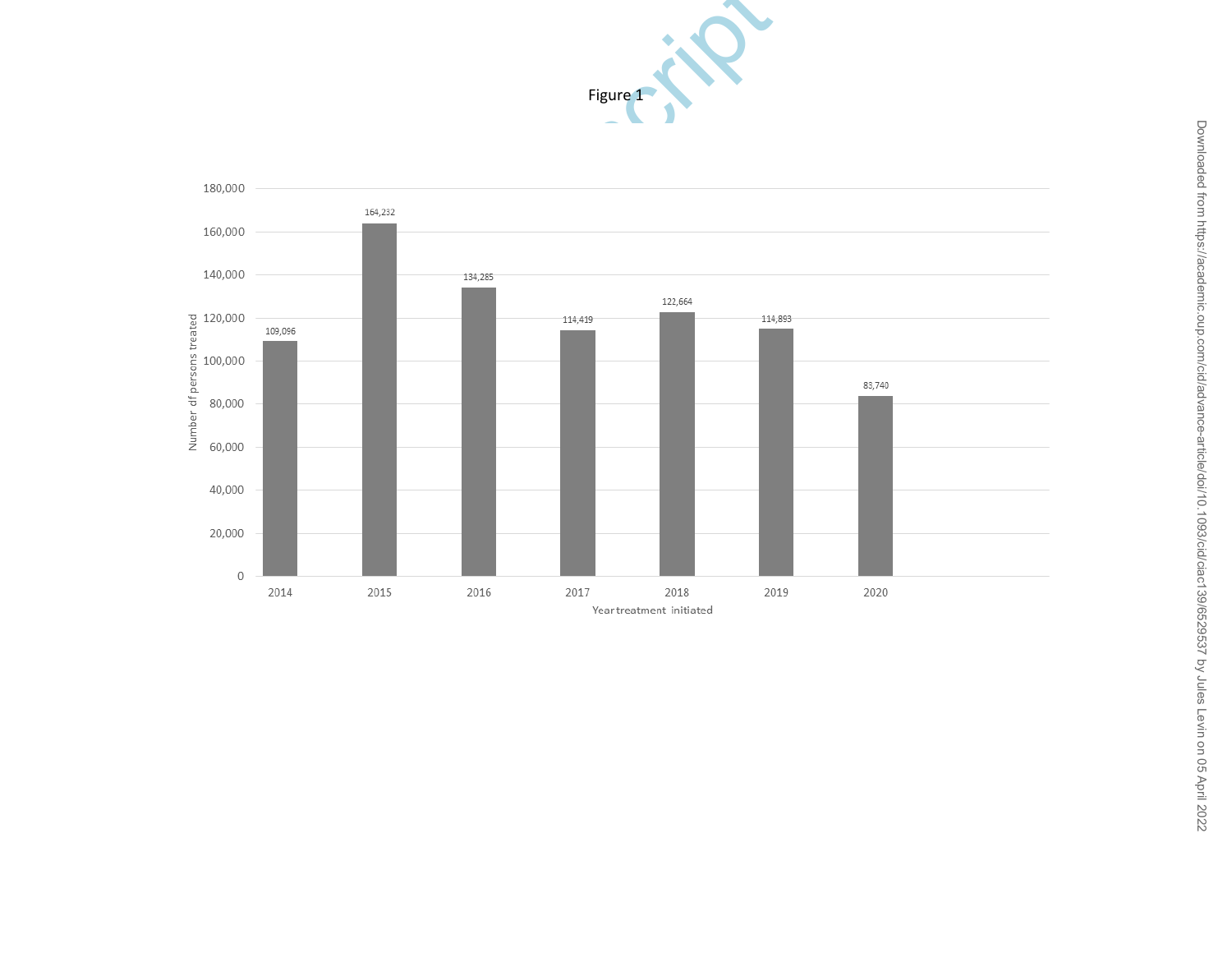Figure 1

180,000
160,000
140,000
120,000
100,000
80,000
60,000
40,000
20,000
0

Number of persons treated

109,096
164,232
134,285
114,419
122,664
114,893
83,740

2014
2015
2016
2017
2018
2019
2020

Year treatment initiated